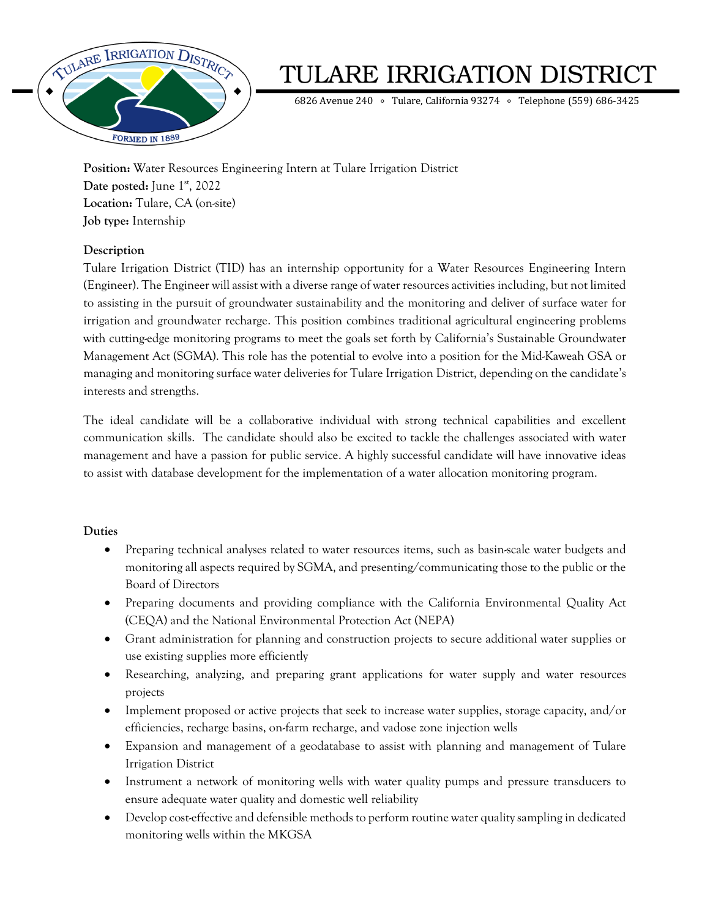# TULARE IRRIGATION DISTRICT

6826 Avenue 240 ∘ Tulare, California 93274 ∘ Telephone (559) 686-3425

**Position:** Water Resources Engineering Intern at Tulare Irrigation District
**Date posted:** June 1st, 2022
**Location:** Tulare, CA (on-site)
**Job type:** Internship

**Description**

Tulare Irrigation District (TID) has an internship opportunity for a Water Resources Engineering Intern (Engineer). The Engineer will assist with a diverse range of water resources activities including, but not limited to assisting in the pursuit of groundwater sustainability and the monitoring and deliver of surface water for irrigation and groundwater recharge. This position combines traditional agricultural engineering problems with cutting-edge monitoring programs to meet the goals set forth by California's Sustainable Groundwater Management Act (SGMA). This role has the potential to evolve into a position for the Mid-Kaweah GSA or managing and monitoring surface water deliveries for Tulare Irrigation District, depending on the candidate's interests and strengths.

The ideal candidate will be a collaborative individual with strong technical capabilities and excellent communication skills. The candidate should also be excited to tackle the challenges associated with water management and have a passion for public service. A highly successful candidate will have innovative ideas to assist with database development for the implementation of a water allocation monitoring program.

**Duties**

- Preparing technical analyses related to water resources items, such as basin-scale water budgets and monitoring all aspects required by SGMA, and presenting/communicating those to the public or the Board of Directors
- Preparing documents and providing compliance with the California Environmental Quality Act (CEQA) and the National Environmental Protection Act (NEPA)
- Grant administration for planning and construction projects to secure additional water supplies or use existing supplies more efficiently
- Researching, analyzing, and preparing grant applications for water supply and water resources projects
- Implement proposed or active projects that seek to increase water supplies, storage capacity, and/or efficiencies, recharge basins, on-farm recharge, and vadose zone injection wells
- Expansion and management of a geodatabase to assist with planning and management of Tulare Irrigation District
- Instrument a network of monitoring wells with water quality pumps and pressure transducers to ensure adequate water quality and domestic well reliability
- Develop cost-effective and defensible methods to perform routine water quality sampling in dedicated monitoring wells within the MKGSA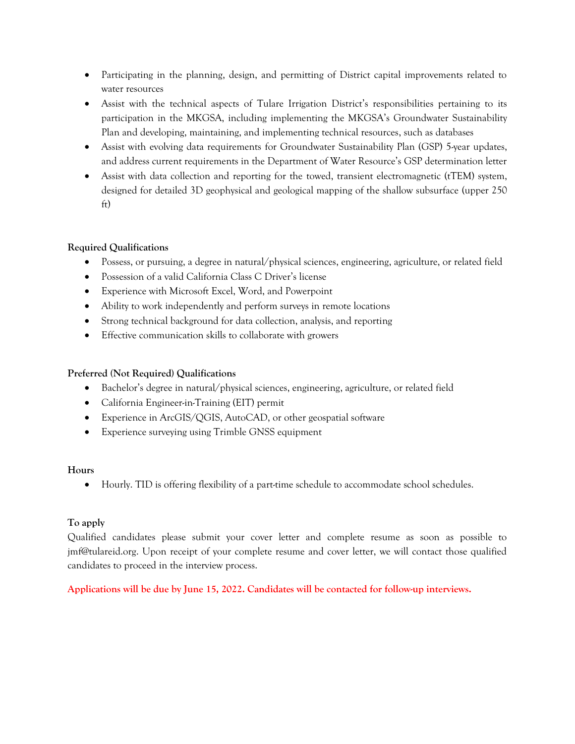- Participating in the planning, design, and permitting of District capital improvements related to water resources
- Assist with the technical aspects of Tulare Irrigation District's responsibilities pertaining to its participation in the MKGSA, including implementing the MKGSA's Groundwater Sustainability Plan and developing, maintaining, and implementing technical resources, such as databases
- Assist with evolving data requirements for Groundwater Sustainability Plan (GSP) 5-year updates, and address current requirements in the Department of Water Resource's GSP determination letter
- Assist with data collection and reporting for the towed, transient electromagnetic (tTEM) system, designed for detailed 3D geophysical and geological mapping of the shallow subsurface (upper 250 ft)

**Required Qualifications**

- Possess, or pursuing, a degree in natural/physical sciences, engineering, agriculture, or related field
- Possession of a valid California Class C Driver's license
- Experience with Microsoft Excel, Word, and Powerpoint
- Ability to work independently and perform surveys in remote locations
- Strong technical background for data collection, analysis, and reporting
- Effective communication skills to collaborate with growers

**Preferred (Not Required) Qualifications**

- Bachelor's degree in natural/physical sciences, engineering, agriculture, or related field
- California Engineer-in-Training (EIT) permit
- Experience in ArcGIS/QGIS, AutoCAD, or other geospatial software
- Experience surveying using Trimble GNSS equipment

**Hours**

- Hourly. TID is offering flexibility of a part-time schedule to accommodate school schedules.

**To apply**

Qualified candidates please submit your cover letter and complete resume as soon as possible to jmf@tulareid.org. Upon receipt of your complete resume and cover letter, we will contact those qualified candidates to proceed in the interview process.

**Applications will be due by June 15, 2022. Candidates will be contacted for follow-up interviews.**